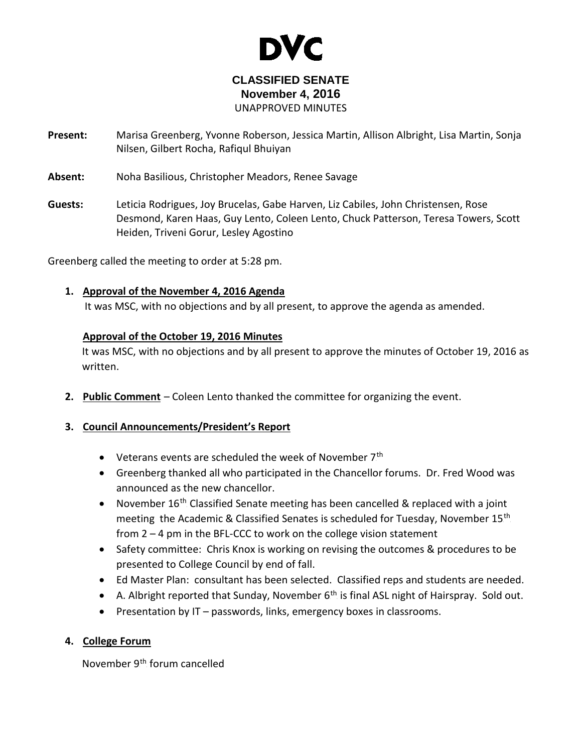# DVC

## CLASSIFIED SENATE
## November 4, 2016
UNAPPROVED MINUTES

**Present:** Marisa Greenberg, Yvonne Roberson, Jessica Martin, Allison Albright, Lisa Martin, Sonja Nilsen, Gilbert Rocha, Rafiqul Bhuiyan

**Absent:** Noha Basilious, Christopher Meadors, Renee Savage

**Guests:** Leticia Rodrigues, Joy Brucelas, Gabe Harven, Liz Cabiles, John Christensen, Rose Desmond, Karen Haas, Guy Lento, Coleen Lento, Chuck Patterson, Teresa Towers, Scott Heiden, Triveni Gorur, Lesley Agostino

Greenberg called the meeting to order at 5:28 pm.

1. **Approval of the November 4, 2016 Agenda**
   It was MSC, with no objections and by all present, to approve the agenda as amended.

   **Approval of the October 19, 2016 Minutes**
   It was MSC, with no objections and by all present to approve the minutes of October 19, 2016 as written.

2. **Public Comment** – Coleen Lento thanked the committee for organizing the event.

3. **Council Announcements/President's Report**

   - Veterans events are scheduled the week of November 7th
   - Greenberg thanked all who participated in the Chancellor forums. Dr. Fred Wood was announced as the new chancellor.
   - November 16th Classified Senate meeting has been cancelled & replaced with a joint meeting the Academic & Classified Senates is scheduled for Tuesday, November 15th from 2 – 4 pm in the BFL-CCC to work on the college vision statement
   - Safety committee: Chris Knox is working on revising the outcomes & procedures to be presented to College Council by end of fall.
   - Ed Master Plan: consultant has been selected. Classified reps and students are needed.
   - A. Albright reported that Sunday, November 6th is final ASL night of Hairspray. Sold out.
   - Presentation by IT – passwords, links, emergency boxes in classrooms.

4. **College Forum**

   November 9th forum cancelled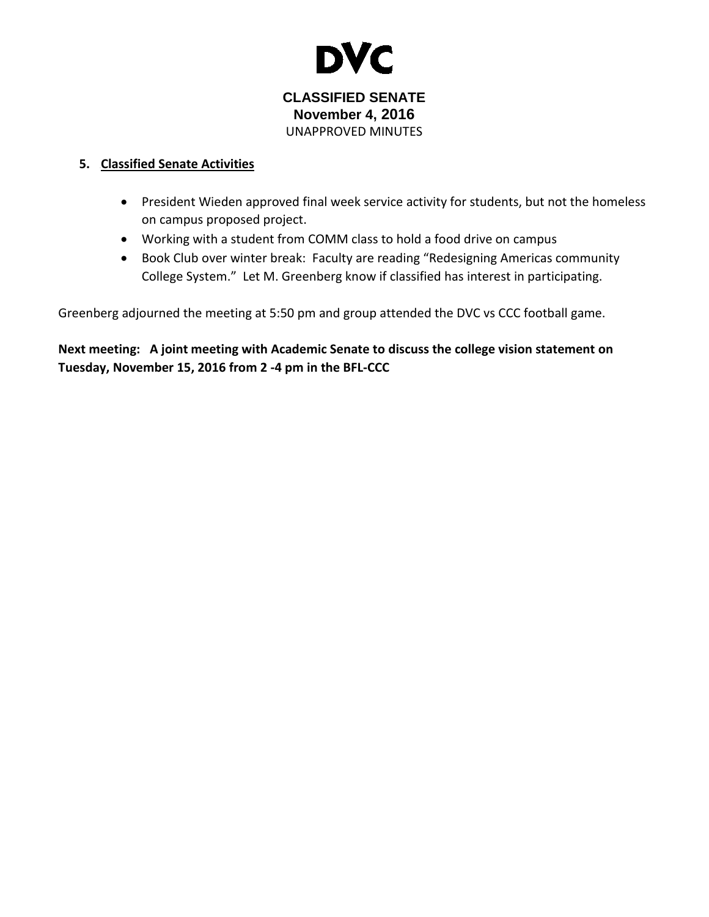# DVC

**CLASSIFIED SENATE**
**November 4, 2016**
UNAPPROVED MINUTES

5. **Classified Senate Activities**

- President Wieden approved final week service activity for students, but not the homeless on campus proposed project.
- Working with a student from COMM class to hold a food drive on campus
- Book Club over winter break: Faculty are reading "Redesigning Americas community College System." Let M. Greenberg know if classified has interest in participating.

Greenberg adjourned the meeting at 5:50 pm and group attended the DVC vs CCC football game.

**Next meeting: A joint meeting with Academic Senate to discuss the college vision statement on Tuesday, November 15, 2016 from 2 -4 pm in the BFL-CCC**